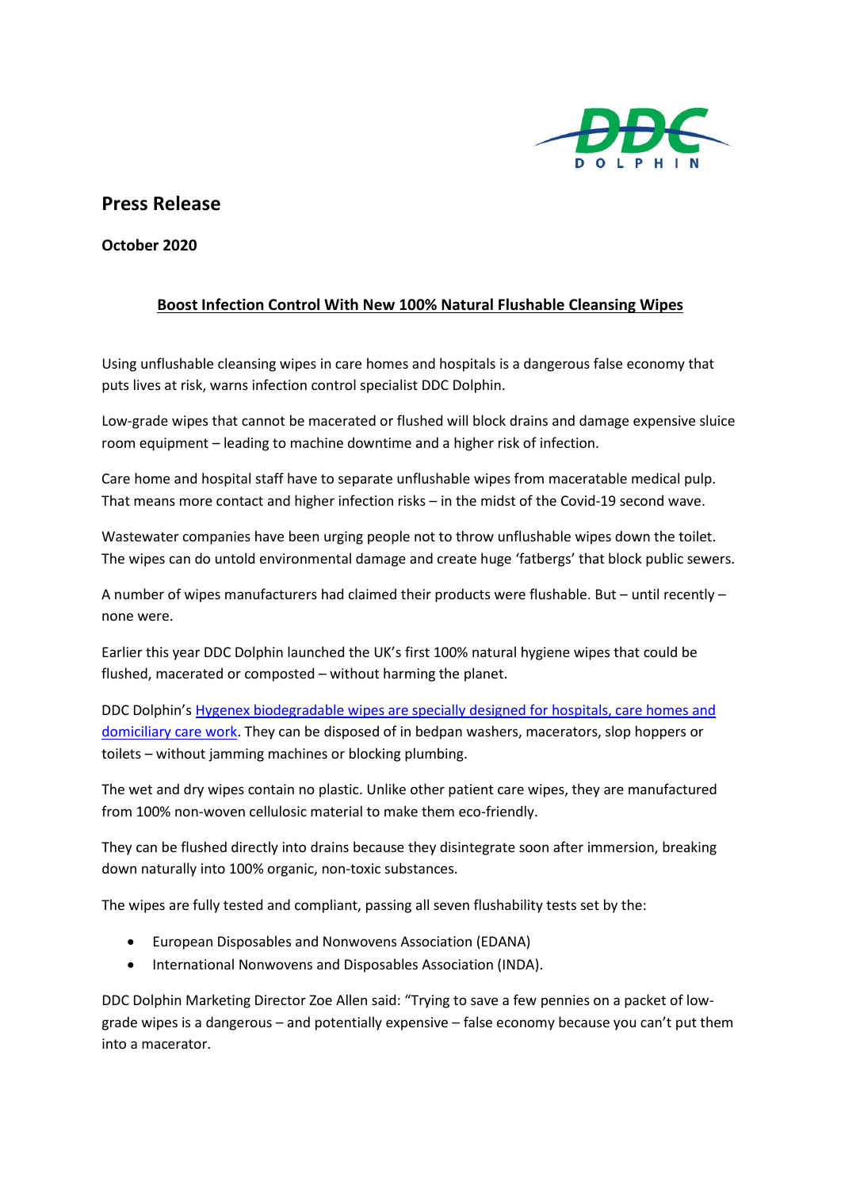## Press Release

**October 2020**

**Boost Infection Control With New 100% Natural Flushable Cleansing Wipes**

Using unflushable cleansing wipes in care homes and hospitals is a dangerous false economy that puts lives at risk, warns infection control specialist DDC Dolphin.

Low-grade wipes that cannot be macerated or flushed will block drains and damage expensive sluice room equipment – leading to machine downtime and a higher risk of infection.

Care home and hospital staff have to separate unflushable wipes from maceratable medical pulp. That means more contact and higher infection risks – in the midst of the Covid-19 second wave.

Wastewater companies have been urging people not to throw unflushable wipes down the toilet. The wipes can do untold environmental damage and create huge 'fatbergs' that block public sewers.

A number of wipes manufacturers had claimed their products were flushable. But – until recently – none were.

Earlier this year DDC Dolphin launched the UK's first 100% natural hygiene wipes that could be flushed, macerated or composted – without harming the planet.

DDC Dolphin's Hygenex biodegradable wipes are specially designed for hospitals, care homes and domiciliary care work. They can be disposed of in bedpan washers, macerators, slop hoppers or toilets – without jamming machines or blocking plumbing.

The wet and dry wipes contain no plastic. Unlike other patient care wipes, they are manufactured from 100% non-woven cellulosic material to make them eco-friendly.

They can be flushed directly into drains because they disintegrate soon after immersion, breaking down naturally into 100% organic, non-toxic substances.

The wipes are fully tested and compliant, passing all seven flushability tests set by the:

- European Disposables and Nonwovens Association (EDANA)
- International Nonwovens and Disposables Association (INDA).

DDC Dolphin Marketing Director Zoe Allen said: "Trying to save a few pennies on a packet of low-grade wipes is a dangerous – and potentially expensive – false economy because you can't put them into a macerator.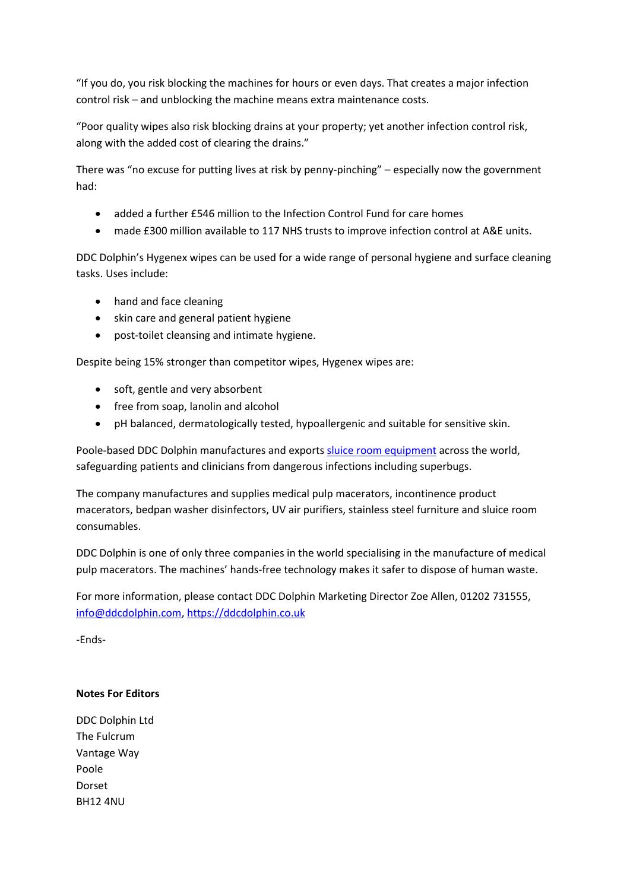"If you do, you risk blocking the machines for hours or even days. That creates a major infection control risk – and unblocking the machine means extra maintenance costs.

"Poor quality wipes also risk blocking drains at your property; yet another infection control risk, along with the added cost of clearing the drains."

There was "no excuse for putting lives at risk by penny-pinching" – especially now the government had:

- added a further £546 million to the Infection Control Fund for care homes
- made £300 million available to 117 NHS trusts to improve infection control at A&E units.

DDC Dolphin's Hygenex wipes can be used for a wide range of personal hygiene and surface cleaning tasks. Uses include:

- hand and face cleaning
- skin care and general patient hygiene
- post-toilet cleansing and intimate hygiene.

Despite being 15% stronger than competitor wipes, Hygenex wipes are:

- soft, gentle and very absorbent
- free from soap, lanolin and alcohol
- pH balanced, dermatologically tested, hypoallergenic and suitable for sensitive skin.

Poole-based DDC Dolphin manufactures and exports [sluice room equipment]() across the world, safeguarding patients and clinicians from dangerous infections including superbugs.

The company manufactures and supplies medical pulp macerators, incontinence product macerators, bedpan washer disinfectors, UV air purifiers, stainless steel furniture and sluice room consumables.

DDC Dolphin is one of only three companies in the world specialising in the manufacture of medical pulp macerators. The machines' hands-free technology makes it safer to dispose of human waste.

For more information, please contact DDC Dolphin Marketing Director Zoe Allen, 01202 731555, info@ddcdolphin.com, https://ddcdolphin.co.uk

-Ends-

**Notes For Editors**

DDC Dolphin Ltd  
The Fulcrum  
Vantage Way  
Poole  
Dorset  
BH12 4NU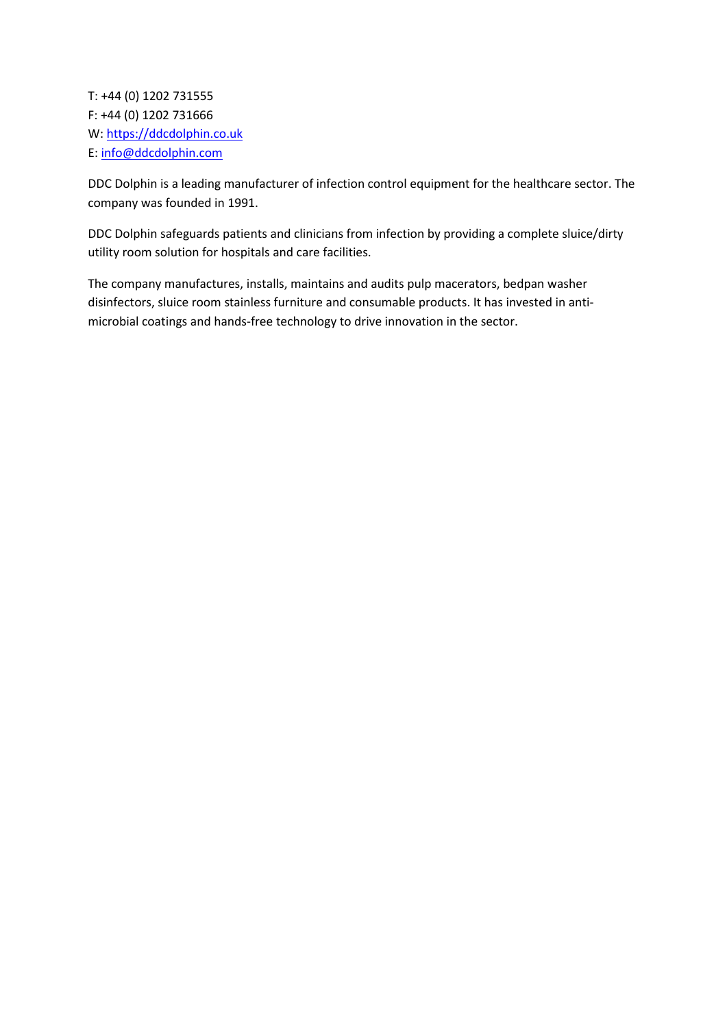T: +44 (0) 1202 731555
F: +44 (0) 1202 731666
W: [https://ddcdolphin.co.uk](https://ddcdolphin.co.uk)
E: [info@ddcdolphin.com](mailto:info@ddcdolphin.com)

DDC Dolphin is a leading manufacturer of infection control equipment for the healthcare sector. The company was founded in 1991.

DDC Dolphin safeguards patients and clinicians from infection by providing a complete sluice/dirty utility room solution for hospitals and care facilities.

The company manufactures, installs, maintains and audits pulp macerators, bedpan washer disinfectors, sluice room stainless furniture and consumable products. It has invested in anti-microbial coatings and hands-free technology to drive innovation in the sector.